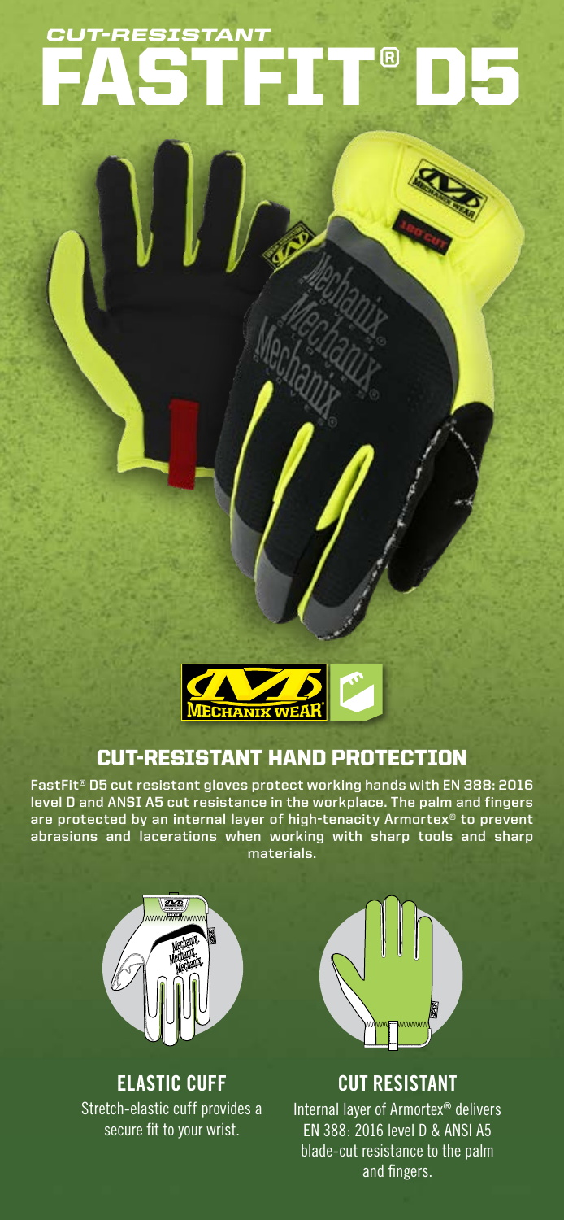# *CUT-RESISTANT* FASTFIT® D5

## CUT-RESISTANT HAND PROTECTION

FastFit® D5 cut resistant gloves protect working hands with EN 388: 2016 level D and ANSI A5 cut resistance in the workplace. The palm and fingers are protected by an internal layer of high-tenacity Armortex® to prevent abrasions and lacerations when working with sharp tools and sharp materials.

### ELASTIC CUFF

Stretch-elastic cuff provides a secure fit to your wrist.

### CUT RESISTANT

Internal layer of Armortex® delivers EN 388: 2016 level D & ANSI A5 blade-cut resistance to the palm and fingers.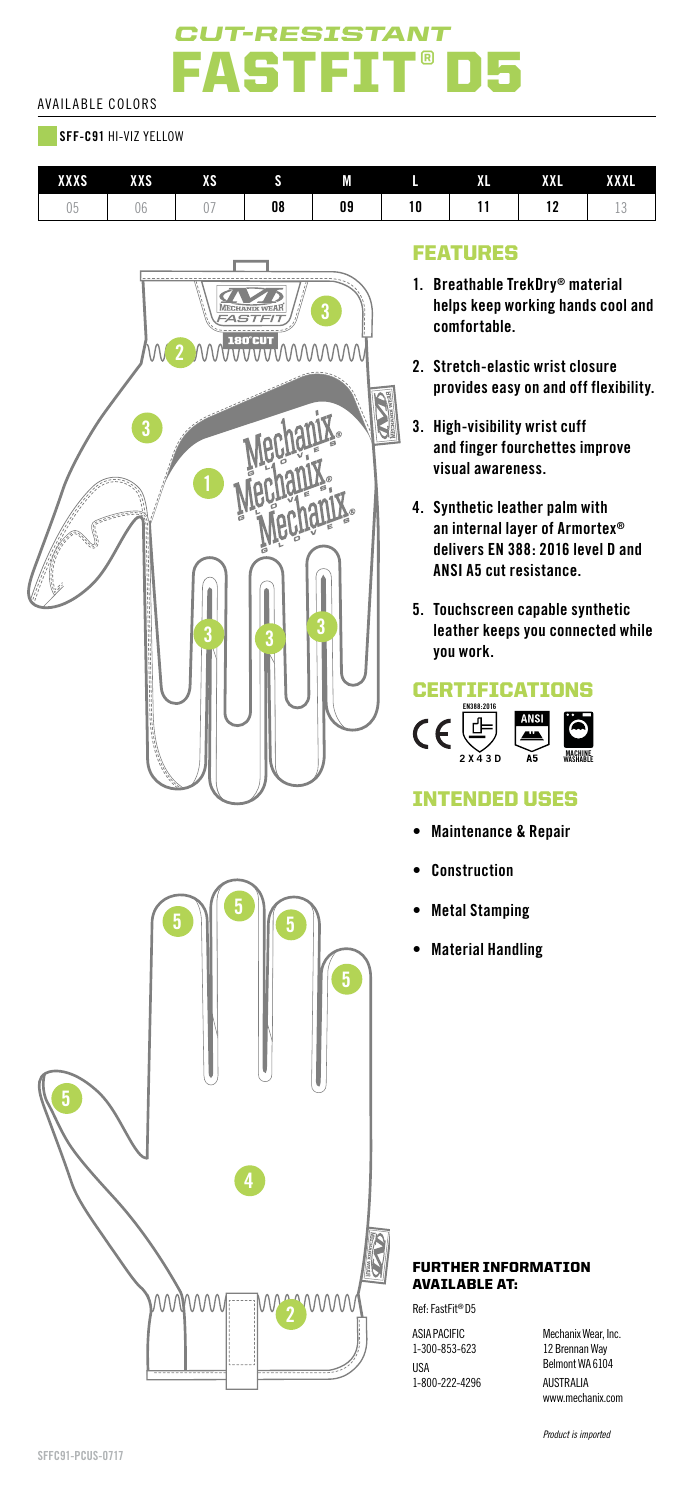# CUT-RESISTANT FASTFIT® D5

AVAILABLE COLORS

**SFF-C91** HI-VIZ YELLOW

| XXXS | XXS | XS | S | M | L | XL | XXL | XXXL |
|---|---|---|---|---|---|---|---|---|
| 05 | 06 | 07 | 08 | 09 | 10 | 11 | 12 | 13 |

## FEATURES

1. **Breathable TrekDry® material helps keep working hands cool and comfortable.**
2. **Stretch-elastic wrist closure provides easy on and off flexibility.**
3. **High-visibility wrist cuff and finger fourchettes improve visual awareness.**
4. **Synthetic leather palm with an internal layer of Armortex® delivers EN 388: 2016 level D and ANSI A5 cut resistance.**
5. **Touchscreen capable synthetic leather keeps you connected while you work.**

## CERTIFICATIONS

CE EN388:2016 2X43D ANSI A5 MACHINE WASHABLE

## INTENDED USES

- **Maintenance & Repair**
- **Construction**
- **Metal Stamping**
- **Material Handling**

### FURTHER INFORMATION AVAILABLE AT:

Ref: FastFit® D5

ASIA PACIFIC
1-300-853-623

USA
1-800-222-4296

Mechanix Wear, Inc.
12 Brennan Way
Belmont WA 6104
AUSTRALIA
www.mechanix.com

*Product is imported*

SFFC91-PCUS-0717